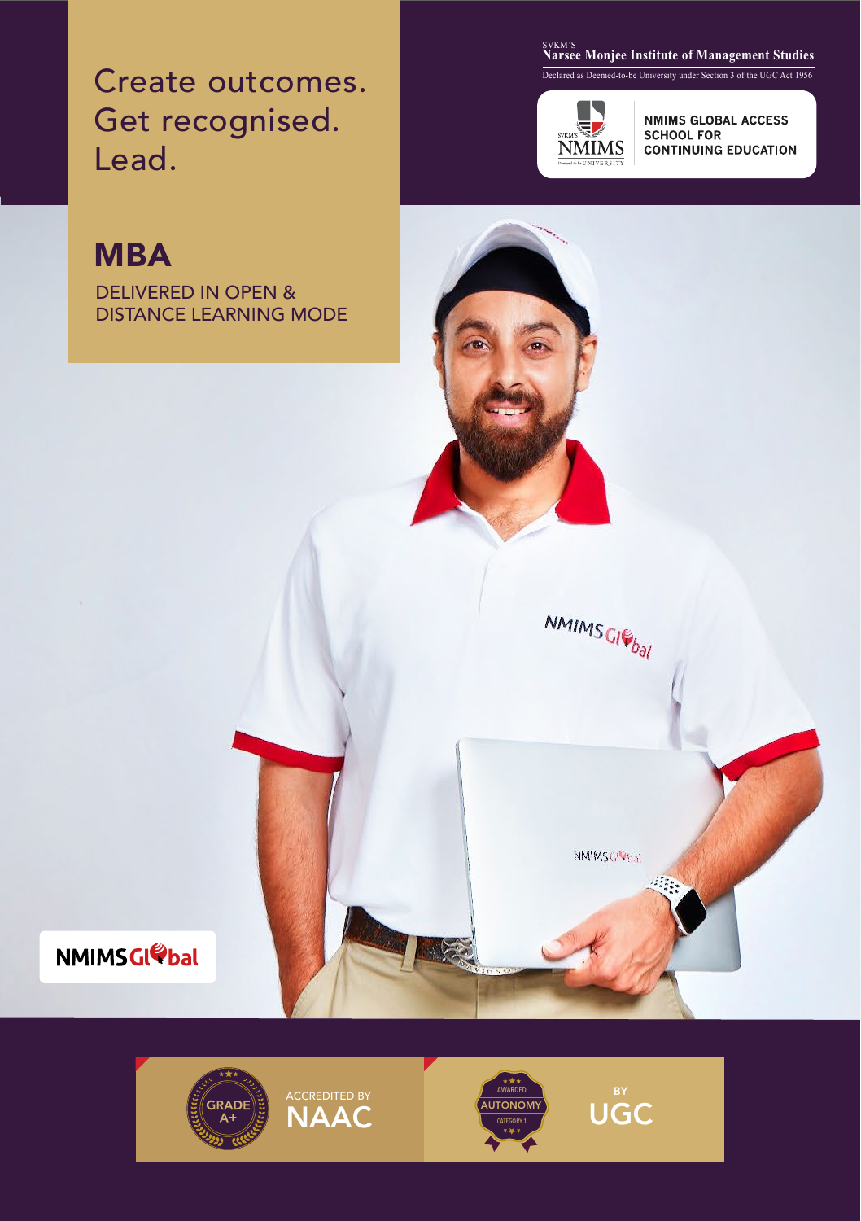Create outcomes.
Get recognised.
Lead.

SVKM'S
**Narsee Monjee Institute of Management Studies**
Declared as Deemed-to-be University under Section 3 of the UGC Act 1956

NMIMS GLOBAL ACCESS SCHOOL FOR CONTINUING EDUCATION

# MBA

DELIVERED IN OPEN & DISTANCE LEARNING MODE

NMIMS Global

GRADE A+ ACCREDITED BY **NAAC**

AWARDED AUTONOMY CATEGORY 1 BY **UGC**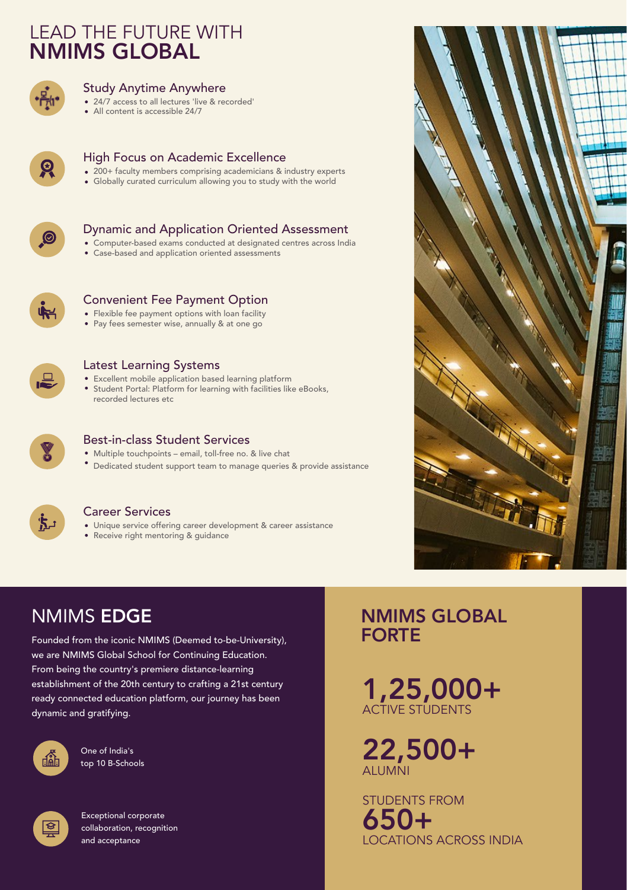# LEAD THE FUTURE WITH **NMIMS GLOBAL**

### Study Anytime Anywhere

- 24/7 access to all lectures 'live & recorded'
- All content is accessible 24/7

### High Focus on Academic Excellence

- 200+ faculty members comprising academicians & industry experts
- Globally curated curriculum allowing you to study with the world

### Dynamic and Application Oriented Assessment

- Computer-based exams conducted at designated centres across India
- Case-based and application oriented assessments

### Convenient Fee Payment Option

- Flexible fee payment options with loan facility
- Pay fees semester wise, annually & at one go

### Latest Learning Systems

- Excellent mobile application based learning platform
- Student Portal: Platform for learning with facilities like eBooks, recorded lectures etc

### Best-in-class Student Services

- Multiple touchpoints – email, toll-free no. & live chat
- Dedicated student support team to manage queries & provide assistance

### Career Services

- Unique service offering career development & career assistance
- Receive right mentoring & guidance

## NMIMS **EDGE**

Founded from the iconic NMIMS (Deemed to-be-University), we are NMIMS Global School for Continuing Education. From being the country's premiere distance-learning establishment of the 20th century to crafting a 21st century ready connected education platform, our journey has been dynamic and gratifying.

One of India's top 10 B-Schools

Exceptional corporate collaboration, recognition and acceptance

## NMIMS GLOBAL FORTE

**1,25,000+**
ACTIVE STUDENTS

**22,500+**
ALUMNI

STUDENTS FROM
**650+**
LOCATIONS ACROSS INDIA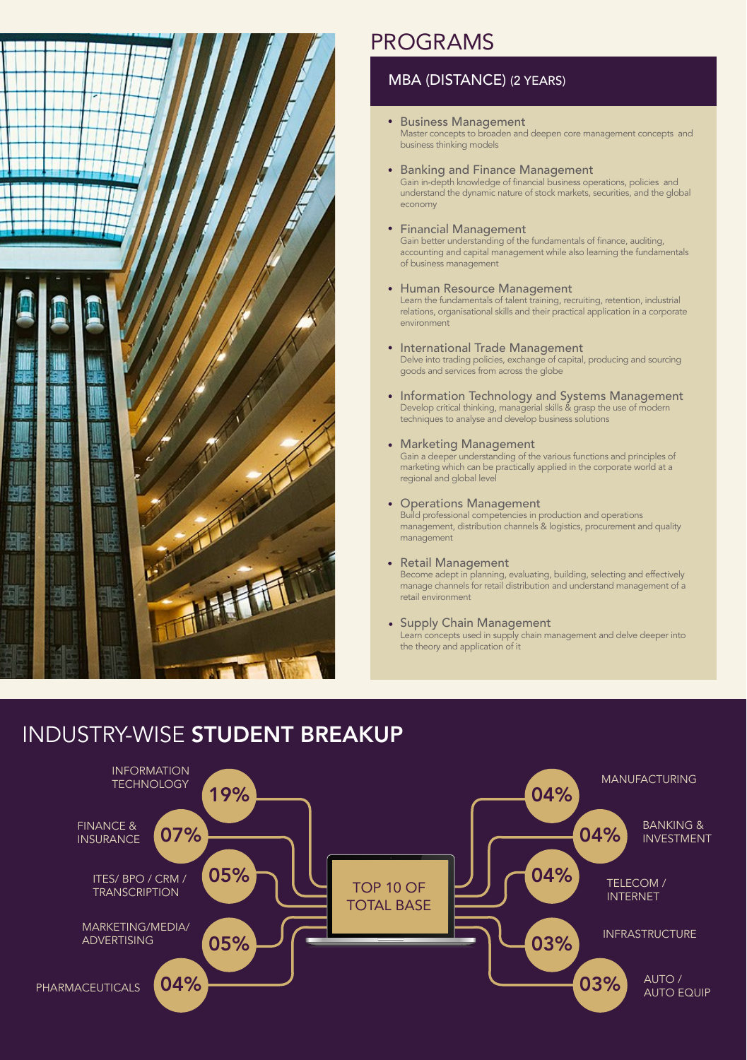# PROGRAMS

## MBA (DISTANCE) (2 YEARS)

- **Business Management**
  Master concepts to broaden and deepen core management concepts and business thinking models
- **Banking and Finance Management**
  Gain in-depth knowledge of financial business operations, policies and understand the dynamic nature of stock markets, securities, and the global economy
- **Financial Management**
  Gain better understanding of the fundamentals of finance, auditing, accounting and capital management while also learning the fundamentals of business management
- **Human Resource Management**
  Learn the fundamentals of talent training, recruiting, retention, industrial relations, organisational skills and their practical application in a corporate environment
- **International Trade Management**
  Delve into trading policies, exchange of capital, producing and sourcing goods and services from across the globe
- **Information Technology and Systems Management**
  Develop critical thinking, managerial skills & grasp the use of modern techniques to analyse and develop business solutions
- **Marketing Management**
  Gain a deeper understanding of the various functions and principles of marketing which can be practically applied in the corporate world at a regional and global level
- **Operations Management**
  Build professional competencies in production and operations management, distribution channels & logistics, procurement and quality management
- **Retail Management**
  Become adept in planning, evaluating, building, selecting and effectively manage channels for retail distribution and understand management of a retail environment
- **Supply Chain Management**
  Learn concepts used in supply chain management and delve deeper into the theory and application of it

# INDUSTRY-WISE **STUDENT BREAKUP**

TOP 10 OF TOTAL BASE

| Industry | Share |
| --- | --- |
| INFORMATION TECHNOLOGY | 19% |
| FINANCE & INSURANCE | 07% |
| ITES/ BPO / CRM / TRANSCRIPTION | 05% |
| MARKETING/MEDIA/ ADVERTISING | 05% |
| PHARMACEUTICALS | 04% |
| MANUFACTURING | 04% |
| BANKING & INVESTMENT | 04% |
| TELECOM / INTERNET | 04% |
| INFRASTRUCTURE | 03% |
| AUTO / AUTO EQUIP | 03% |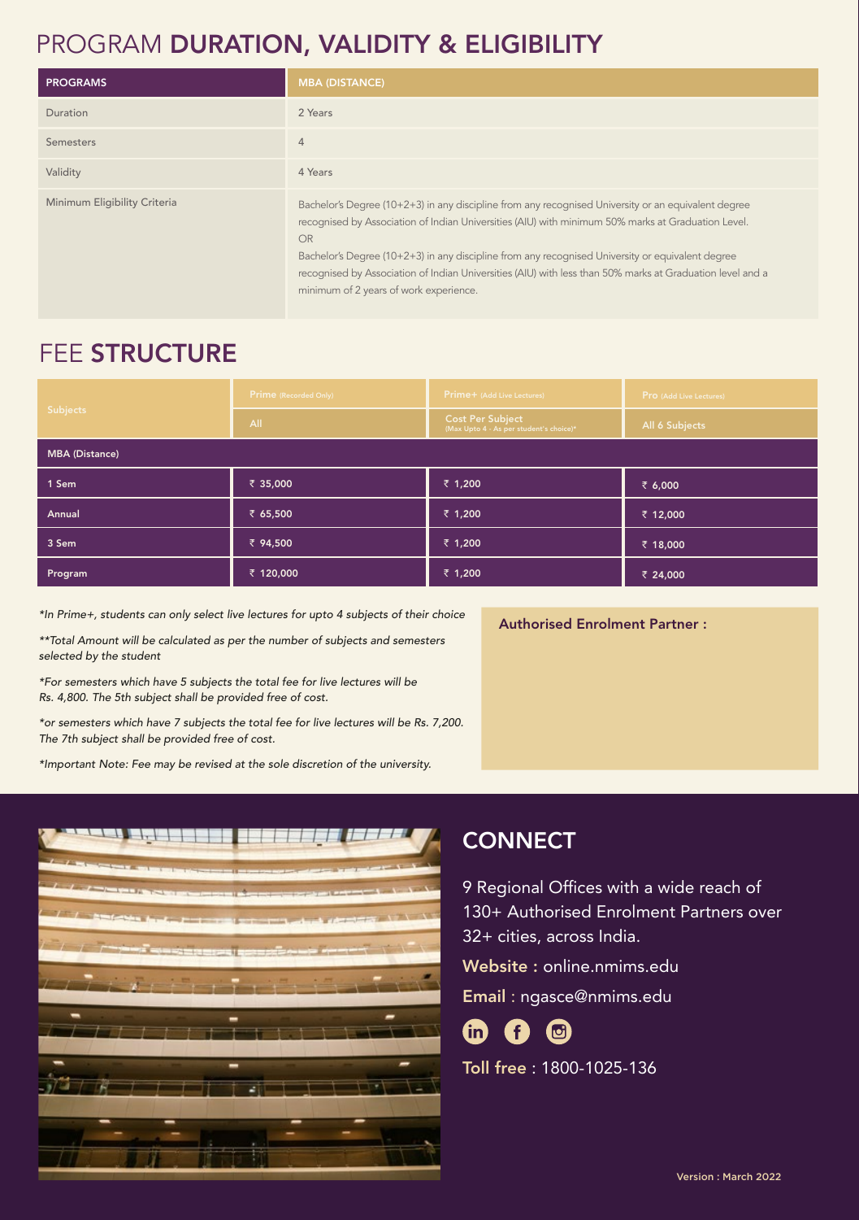# PROGRAM **DURATION, VALIDITY & ELIGIBILITY**

| PROGRAMS | MBA (DISTANCE) |
|---|---|
| Duration | 2 Years |
| Semesters | 4 |
| Validity | 4 Years |
| Minimum Eligibility Criteria | Bachelor's Degree (10+2+3) in any discipline from any recognised University or an equivalent degree recognised by Association of Indian Universities (AIU) with minimum 50% marks at Graduation Level. OR Bachelor's Degree (10+2+3) in any discipline from any recognised University or equivalent degree recognised by Association of Indian Universities (AIU) with less than 50% marks at Graduation level and a minimum of 2 years of work experience. |

# FEE **STRUCTURE**

| Subjects | Prime (Recorded Only) | Prime+ (Add Live Lectures) | Pro (Add Live Lectures) |
|---|---|---|---|
| | All | Cost Per Subject (Max Upto 4 - As per student's choice)* | All 6 Subjects |
| **MBA (Distance)** | | | |
| 1 Sem | ₹ 35,000 | ₹ 1,200 | ₹ 6,000 |
| Annual | ₹ 65,500 | ₹ 1,200 | ₹ 12,000 |
| 3 Sem | ₹ 94,500 | ₹ 1,200 | ₹ 18,000 |
| Program | ₹ 120,000 | ₹ 1,200 | ₹ 24,000 |

*\*In Prime+, students can only select live lectures for upto 4 subjects of their choice*

*\*\*Total Amount will be calculated as per the number of subjects and semesters selected by the student*

*\*For semesters which have 5 subjects the total fee for live lectures will be Rs. 4,800. The 5th subject shall be provided free of cost.*

*\*or semesters which have 7 subjects the total fee for live lectures will be Rs. 7,200. The 7th subject shall be provided free of cost.*

*\*Important Note: Fee may be revised at the sole discretion of the university.*

**Authorised Enrolment Partner :**

## CONNECT

9 Regional Offices with a wide reach of 130+ Authorised Enrolment Partners over 32+ cities, across India.

**Website :** online.nmims.edu

**Email** : ngasce@nmims.edu

**Toll free** : 1800-1025-136

Version : March 2022